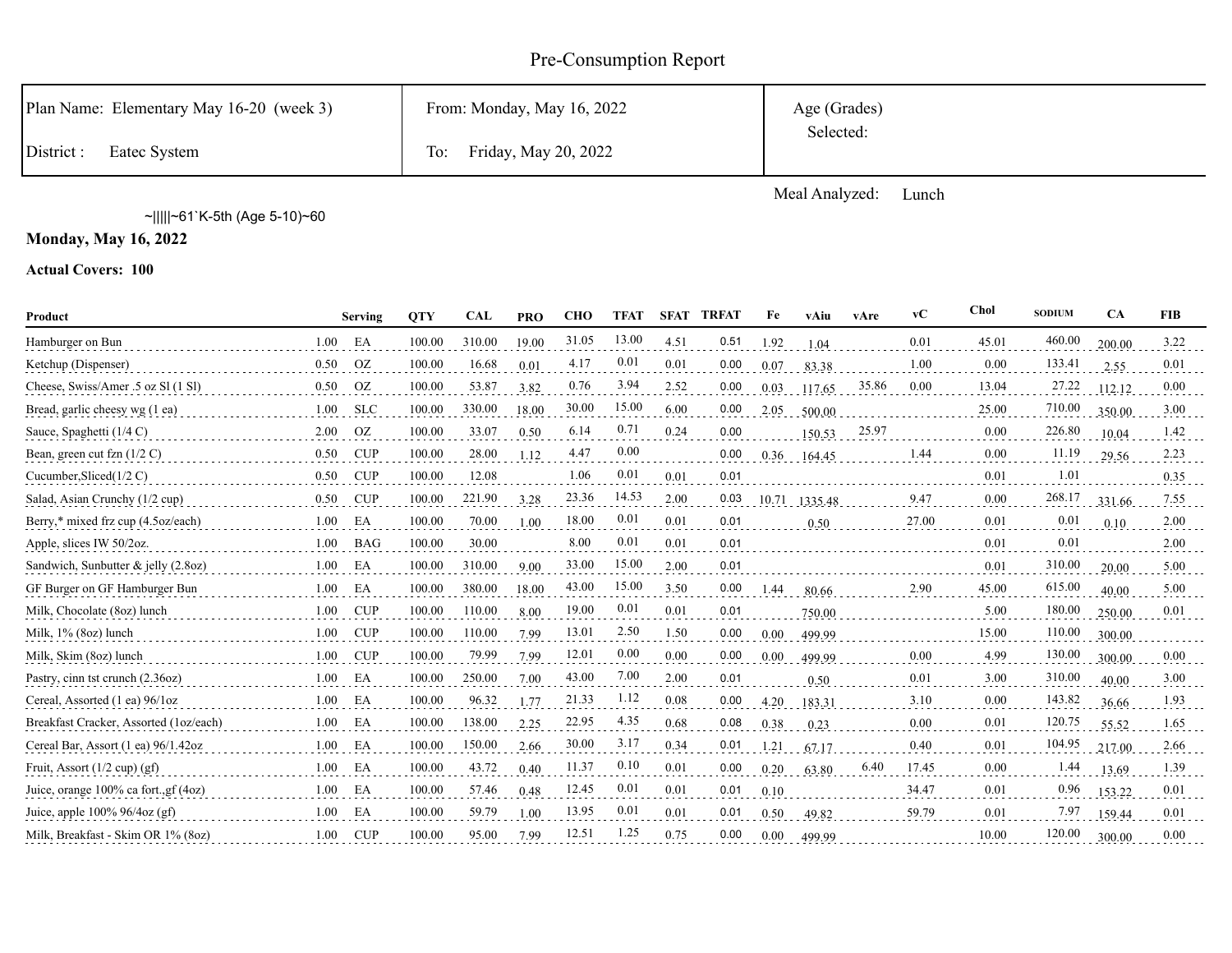# Pre-Consumption Report

| Plan Name: Elementary May 16-20 (week 3) | From: Monday, May 16, 2022 | Age (Grades) Selected: |
|---|---|---|
| District : Eatec System | To: Friday, May 20, 2022 | |

Meal Analyzed: Lunch

~|||||~61`K-5th (Age 5-10)~60

**Monday, May 16, 2022**

**Actual Covers: 100**

| Product | | Serving | QTY | CAL | PRO | CHO | TFAT | SFAT | TRFAT | Fe | vAiu | vAre | vC | Chol | SODIUM | CA | FIB |
|---|---|---|---|---|---|---|---|---|---|---|---|---|---|---|---|---|---|
| Hamburger on Bun | 1.00 | EA | 100.00 | 310.00 | 19.00 | 31.05 | 13.00 | 4.51 | 0.51 | 1.92 | 1.04 | | 0.01 | 45.01 | 460.00 | 200.00 | 3.22 |
| Ketchup (Dispenser) | 0.50 | OZ | 100.00 | 16.68 | 0.01 | 4.17 | 0.01 | 0.01 | 0.00 | 0.07 | 83.38 | | 1.00 | 0.00 | 133.41 | 2.55 | 0.01 |
| Cheese, Swiss/Amer .5 oz Sl (1 Sl) | 0.50 | OZ | 100.00 | 53.87 | 3.82 | 0.76 | 3.94 | 2.52 | 0.00 | 0.03 | 117.65 | 35.86 | 0.00 | 13.04 | 27.22 | 112.12 | 0.00 |
| Bread, garlic cheesy wg (1 ea) | 1.00 | SLC | 100.00 | 330.00 | 18.00 | 30.00 | 15.00 | 6.00 | 0.00 | 2.05 | 500.00 | | | 25.00 | 710.00 | 350.00 | 3.00 |
| Sauce, Spaghetti (1/4 C) | 2.00 | OZ | 100.00 | 33.07 | 0.50 | 6.14 | 0.71 | 0.24 | 0.00 | | 150.53 | 25.97 | | 0.00 | 226.80 | 10.04 | 1.42 |
| Bean, green cut fzn (1/2 C) | 0.50 | CUP | 100.00 | 28.00 | 1.12 | 4.47 | 0.00 | | 0.00 | 0.36 | 164.45 | | 1.44 | 0.00 | 11.19 | 29.56 | 2.23 |
| Cucumber,Sliced(1/2 C) | 0.50 | CUP | 100.00 | 12.08 | | 1.06 | 0.01 | 0.01 | 0.01 | | | | | 0.01 | 1.01 | | 0.35 |
| Salad, Asian Crunchy (1/2 cup) | 0.50 | CUP | 100.00 | 221.90 | 3.28 | 23.36 | 14.53 | 2.00 | 0.03 | 10.71 | 1335.48 | | 9.47 | 0.00 | 268.17 | 331.66 | 7.55 |
| Berry,* mixed frz cup (4.5oz/each) | 1.00 | EA | 100.00 | 70.00 | 1.00 | 18.00 | 0.01 | 0.01 | 0.01 | | 0.50 | | 27.00 | 0.01 | 0.01 | 0.10 | 2.00 |
| Apple, slices IW 50/2oz. | 1.00 | BAG | 100.00 | 30.00 | | 8.00 | 0.01 | 0.01 | 0.01 | | | | | 0.01 | 0.01 | | 2.00 |
| Sandwich, Sunbutter & jelly (2.8oz) | 1.00 | EA | 100.00 | 310.00 | 9.00 | 33.00 | 15.00 | 2.00 | 0.01 | | | | | 0.01 | 310.00 | 20.00 | 5.00 |
| GF Burger on GF Hamburger Bun | 1.00 | EA | 100.00 | 380.00 | 18.00 | 43.00 | 15.00 | 3.50 | 0.00 | 1.44 | 80.66 | | 2.90 | 45.00 | 615.00 | 40.00 | 5.00 |
| Milk, Chocolate (8oz) lunch | 1.00 | CUP | 100.00 | 110.00 | 8.00 | 19.00 | 0.01 | 0.01 | 0.01 | | 750.00 | | | 5.00 | 180.00 | 250.00 | 0.01 |
| Milk, 1% (8oz) lunch | 1.00 | CUP | 100.00 | 110.00 | 7.99 | 13.01 | 2.50 | 1.50 | 0.00 | 0.00 | 499.99 | | | 15.00 | 110.00 | 300.00 | |
| Milk, Skim (8oz) lunch | 1.00 | CUP | 100.00 | 79.99 | 7.99 | 12.01 | 0.00 | 0.00 | 0.00 | 0.00 | 499.99 | | 0.00 | 4.99 | 130.00 | 300.00 | 0.00 |
| Pastry, cinn tst crunch (2.36oz) | 1.00 | EA | 100.00 | 250.00 | 7.00 | 43.00 | 7.00 | 2.00 | 0.01 | | 0.50 | | 0.01 | 3.00 | 310.00 | 40.00 | 3.00 |
| Cereal, Assorted (1 ea) 96/1oz | 1.00 | EA | 100.00 | 96.32 | 1.77 | 21.33 | 1.12 | 0.08 | 0.00 | 4.20 | 183.31 | | 3.10 | 0.00 | 143.82 | 36.66 | 1.93 |
| Breakfast Cracker, Assorted (1oz/each) | 1.00 | EA | 100.00 | 138.00 | 2.25 | 22.95 | 4.35 | 0.68 | 0.08 | 0.38 | 0.23 | | 0.00 | 0.01 | 120.75 | 55.52 | 1.65 |
| Cereal Bar, Assort (1 ea) 96/1.42oz | 1.00 | EA | 100.00 | 150.00 | 2.66 | 30.00 | 3.17 | 0.34 | 0.01 | 1.21 | 67.17 | | 0.40 | 0.01 | 104.95 | 217.00 | 2.66 |
| Fruit, Assort (1/2 cup) (gf) | 1.00 | EA | 100.00 | 43.72 | 0.40 | 11.37 | 0.10 | 0.01 | 0.00 | 0.20 | 63.80 | 6.40 | 17.45 | 0.00 | 1.44 | 13.69 | 1.39 |
| Juice, orange 100% ca fort.,gf (4oz) | 1.00 | EA | 100.00 | 57.46 | 0.48 | 12.45 | 0.01 | 0.01 | 0.01 | 0.10 | | | 34.47 | 0.01 | 0.96 | 153.22 | 0.01 |
| Juice, apple 100% 96/4oz (gf) | 1.00 | EA | 100.00 | 59.79 | 1.00 | 13.95 | 0.01 | 0.01 | 0.01 | 0.50 | 49.82 | | 59.79 | 0.01 | 7.97 | 159.44 | 0.01 |
| Milk, Breakfast - Skim OR 1% (8oz) | 1.00 | CUP | 100.00 | 95.00 | 7.99 | 12.51 | 1.25 | 0.75 | 0.00 | 0.00 | 499.99 | | | 10.00 | 120.00 | 300.00 | 0.00 |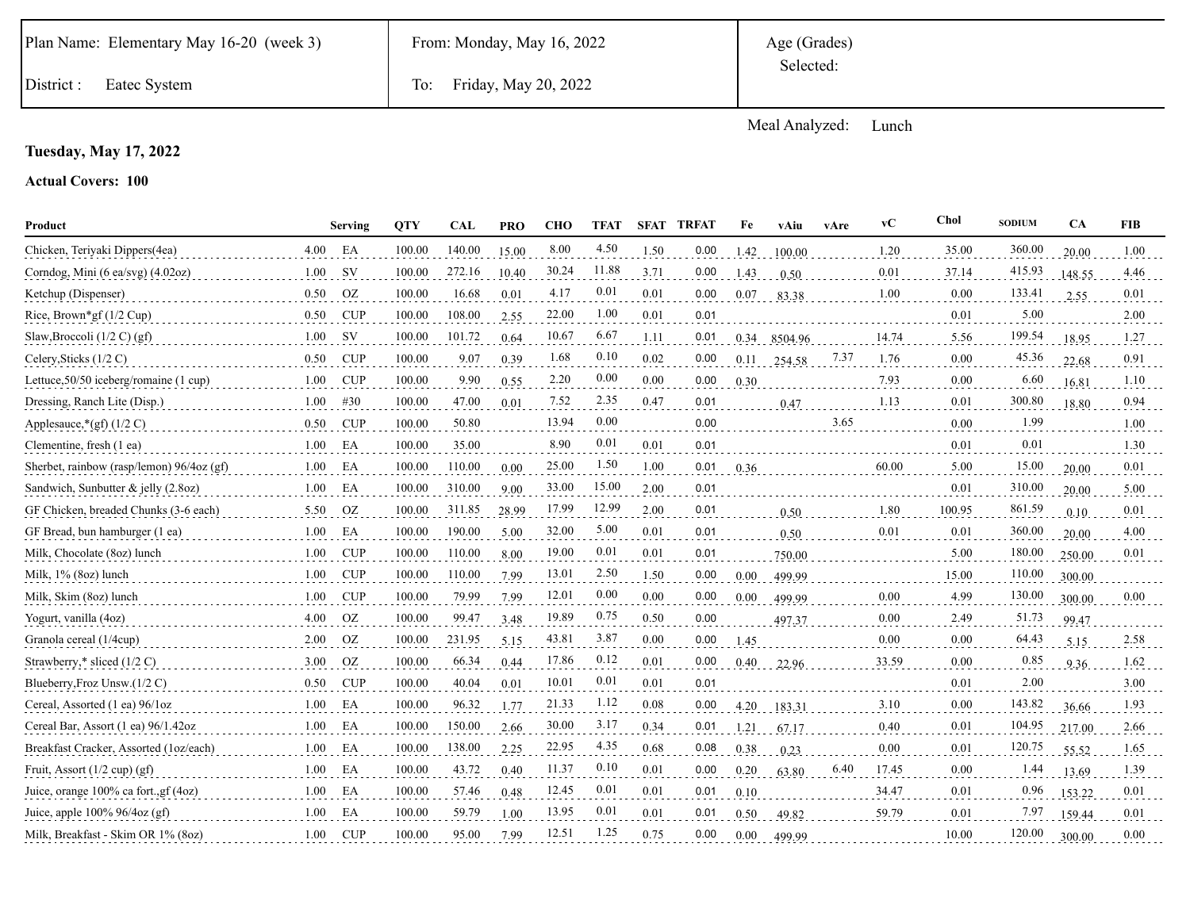| Plan Name: Elementary May 16-20 (week 3) | From: Monday, May 16, 2022 | Age (Grades) Selected: |
|---|---|---|
| District : Eatec System | To: Friday, May 20, 2022 | |

Meal Analyzed: Lunch

**Tuesday, May 17, 2022**

**Actual Covers: 100**

| Product | | Serving | QTY | CAL | PRO | CHO | TFAT | SFAT | TRFAT | Fe | vAiu | vAre | vC | Chol | SODIUM | CA | FIB |
|---|---|---|---|---|---|---|---|---|---|---|---|---|---|---|---|---|---|
| Chicken, Teriyaki Dippers(4ea) | 4.00 | EA | 100.00 | 140.00 | 15.00 | 8.00 | 4.50 | 1.50 | 0.00 | 1.42 | 100.00 | | 1.20 | 35.00 | 360.00 | 20.00 | 1.00 |
| Corndog, Mini (6 ea/svg) (4.02oz) | 1.00 | SV | 100.00 | 272.16 | 10.40 | 30.24 | 11.88 | 3.71 | 0.00 | 1.43 | 0.50 | | 0.01 | 37.14 | 415.93 | 148.55 | 4.46 |
| Ketchup (Dispenser) | 0.50 | OZ | 100.00 | 16.68 | 0.01 | 4.17 | 0.01 | 0.01 | 0.00 | 0.07 | 83.38 | | 1.00 | 0.00 | 133.41 | 2.55 | 0.01 |
| Rice, Brown*gf (1/2 Cup) | 0.50 | CUP | 100.00 | 108.00 | 2.55 | 22.00 | 1.00 | 0.01 | 0.01 | | | | | 0.01 | 5.00 | | 2.00 |
| Slaw,Broccoli (1/2 C) (gf) | 1.00 | SV | 100.00 | 101.72 | 0.64 | 10.67 | 6.67 | 1.11 | 0.01 | 0.34 | 8504.96 | | 14.74 | 5.56 | 199.54 | 18.95 | 1.27 |
| Celery,Sticks (1/2 C) | 0.50 | CUP | 100.00 | 9.07 | 0.39 | 1.68 | 0.10 | 0.02 | 0.00 | 0.11 | 254.58 | 7.37 | 1.76 | 0.00 | 45.36 | 22.68 | 0.91 |
| Lettuce,50/50 iceberg/romaine (1 cup) | 1.00 | CUP | 100.00 | 9.90 | 0.55 | 2.20 | 0.00 | 0.00 | 0.00 | 0.30 | | | 7.93 | 0.00 | 6.60 | 16.81 | 1.10 |
| Dressing, Ranch Lite (Disp.) | 1.00 | #30 | 100.00 | 47.00 | 0.01 | 7.52 | 2.35 | 0.47 | 0.01 | | 0.47 | | 1.13 | 0.01 | 300.80 | 18.80 | 0.94 |
| Applesauce,*(gf) (1/2 C) | 0.50 | CUP | 100.00 | 50.80 | | 13.94 | 0.00 | | 0.00 | | | 3.65 | | 0.00 | 1.99 | | 1.00 |
| Clementine, fresh (1 ea) | 1.00 | EA | 100.00 | 35.00 | | 8.90 | 0.01 | 0.01 | 0.01 | | | | | 0.01 | 0.01 | | 1.30 |
| Sherbet, rainbow (rasp/lemon) 96/4oz (gf) | 1.00 | EA | 100.00 | 110.00 | 0.00 | 25.00 | 1.50 | 1.00 | 0.01 | 0.36 | | | 60.00 | 5.00 | 15.00 | 20.00 | 0.01 |
| Sandwich, Sunbutter & jelly (2.8oz) | 1.00 | EA | 100.00 | 310.00 | 9.00 | 33.00 | 15.00 | 2.00 | 0.01 | | | | | 0.01 | 310.00 | 20.00 | 5.00 |
| GF Chicken, breaded Chunks (3-6 each) | 5.50 | OZ | 100.00 | 311.85 | 28.99 | 17.99 | 12.99 | 2.00 | 0.01 | | 0.50 | | 1.80 | 100.95 | 861.59 | 0.10 | 0.01 |
| GF Bread, bun hamburger (1 ea) | 1.00 | EA | 100.00 | 190.00 | 5.00 | 32.00 | 5.00 | 0.01 | 0.01 | | 0.50 | | 0.01 | 0.01 | 360.00 | 20.00 | 4.00 |
| Milk, Chocolate (8oz) lunch | 1.00 | CUP | 100.00 | 110.00 | 8.00 | 19.00 | 0.01 | 0.01 | 0.01 | | 750.00 | | | 5.00 | 180.00 | 250.00 | 0.01 |
| Milk, 1% (8oz) lunch | 1.00 | CUP | 100.00 | 110.00 | 7.99 | 13.01 | 2.50 | 1.50 | 0.00 | 0.00 | 499.99 | | | 15.00 | 110.00 | 300.00 | |
| Milk, Skim (8oz) lunch | 1.00 | CUP | 100.00 | 79.99 | 7.99 | 12.01 | 0.00 | 0.00 | 0.00 | 0.00 | 499.99 | | 0.00 | 4.99 | 130.00 | 300.00 | 0.00 |
| Yogurt, vanilla (4oz) | 4.00 | OZ | 100.00 | 99.47 | 3.48 | 19.89 | 0.75 | 0.50 | 0.00 | | 497.37 | | 0.00 | 2.49 | 51.73 | 99.47 | |
| Granola cereal (1/4cup) | 2.00 | OZ | 100.00 | 231.95 | 5.15 | 43.81 | 3.87 | 0.00 | 0.00 | 1.45 | | | 0.00 | 0.00 | 64.43 | 5.15 | 2.58 |
| Strawberry,* sliced (1/2 C) | 3.00 | OZ | 100.00 | 66.34 | 0.44 | 17.86 | 0.12 | 0.01 | 0.00 | 0.40 | 22.96 | | 33.59 | 0.00 | 0.85 | 9.36 | 1.62 |
| Blueberry,Froz Unsw.(1/2 C) | 0.50 | CUP | 100.00 | 40.04 | 0.01 | 10.01 | 0.01 | 0.01 | 0.01 | | | | | 0.01 | 2.00 | | 3.00 |
| Cereal, Assorted (1 ea) 96/1oz | 1.00 | EA | 100.00 | 96.32 | 1.77 | 21.33 | 1.12 | 0.08 | 0.00 | 4.20 | 183.31 | | 3.10 | 0.00 | 143.82 | 36.66 | 1.93 |
| Cereal Bar, Assort (1 ea) 96/1.42oz | 1.00 | EA | 100.00 | 150.00 | 2.66 | 30.00 | 3.17 | 0.34 | 0.01 | 1.21 | 67.17 | | 0.40 | 0.01 | 104.95 | 217.00 | 2.66 |
| Breakfast Cracker, Assorted (1oz/each) | 1.00 | EA | 100.00 | 138.00 | 2.25 | 22.95 | 4.35 | 0.68 | 0.08 | 0.38 | 0.23 | | 0.00 | 0.01 | 120.75 | 55.52 | 1.65 |
| Fruit, Assort (1/2 cup) (gf) | 1.00 | EA | 100.00 | 43.72 | 0.40 | 11.37 | 0.10 | 0.01 | 0.00 | 0.20 | 63.80 | 6.40 | 17.45 | 0.00 | 1.44 | 13.69 | 1.39 |
| Juice, orange 100% ca fort.,gf (4oz) | 1.00 | EA | 100.00 | 57.46 | 0.48 | 12.45 | 0.01 | 0.01 | 0.01 | 0.10 | | | 34.47 | 0.01 | 0.96 | 153.22 | 0.01 |
| Juice, apple 100% 96/4oz (gf) | 1.00 | EA | 100.00 | 59.79 | 1.00 | 13.95 | 0.01 | 0.01 | 0.01 | 0.50 | 49.82 | | 59.79 | 0.01 | 7.97 | 159.44 | 0.01 |
| Milk, Breakfast - Skim OR 1% (8oz) | 1.00 | CUP | 100.00 | 95.00 | 7.99 | 12.51 | 1.25 | 0.75 | 0.00 | 0.00 | 499.99 | | | 10.00 | 120.00 | 300.00 | 0.00 |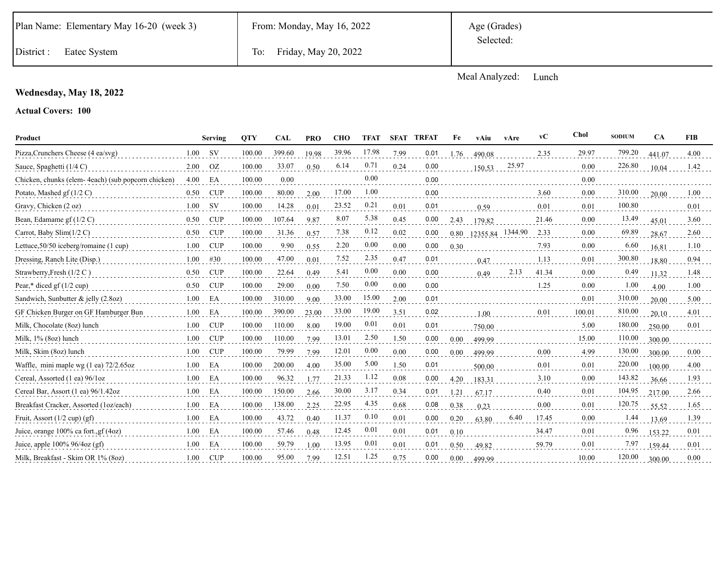| Plan Name: Elementary May 16-20 (week 3) | From: Monday, May 16, 2022 | Age (Grades) Selected: |
|---|---|---|
| District : Eatec System | To: Friday, May 20, 2022 | |

Meal Analyzed: Lunch

**Wednesday, May 18, 2022**

**Actual Covers: 100**

| Product | | Serving | QTY | CAL | PRO | CHO | TFAT | SFAT | TRFAT | Fe | vAiu | vAre | vC | Chol | SODIUM | CA | FIB |
|---|---|---|---|---|---|---|---|---|---|---|---|---|---|---|---|---|---|
| Pizza,Crunchers Cheese (4 ea/svg) | 1.00 | SV | 100.00 | 399.60 | 19.98 | 39.96 | 17.98 | 7.99 | 0.01 | 1.76 | 490.08 | | 2.35 | 29.97 | 799.20 | 441.07 | 4.00 |
| Sauce, Spaghetti (1/4 C) | 2.00 | OZ | 100.00 | 33.07 | 0.50 | 6.14 | 0.71 | 0.24 | 0.00 | | 150.53 | 25.97 | | 0.00 | 226.80 | 10.04 | 1.42 |
| Chicken, chunks (elem- 4each) (sub popcorn chicken) | 4.00 | EA | 100.00 | 0.00 | | | 0.00 | | 0.00 | | | | | 0.00 | | | |
| Potato, Mashed gf (1/2 C) | 0.50 | CUP | 100.00 | 80.00 | 2.00 | 17.00 | 1.00 | | 0.00 | | | | 3.60 | 0.00 | 310.00 | 20.00 | 1.00 |
| Gravy, Chicken (2 oz) | 1.00 | SV | 100.00 | 14.28 | 0.01 | 23.52 | 0.21 | 0.01 | 0.01 | | 0.59 | | 0.01 | 0.01 | 100.80 | | 0.01 |
| Bean, Edamame gf (1/2 C) | 0.50 | CUP | 100.00 | 107.64 | 9.87 | 8.07 | 5.38 | 0.45 | 0.00 | 2.43 | 179.82 | | 21.46 | 0.00 | 13.49 | 45.01 | 3.60 |
| Carrot, Baby Slim(1/2 C) | 0.50 | CUP | 100.00 | 31.36 | 0.57 | 7.38 | 0.12 | 0.02 | 0.00 | 0.80 | 12355.84 | 1344.90 | 2.33 | 0.00 | 69.89 | 28.67 | 2.60 |
| Lettuce,50/50 iceberg/romaine (1 cup) | 1.00 | CUP | 100.00 | 9.90 | 0.55 | 2.20 | 0.00 | 0.00 | 0.00 | 0.30 | | | 7.93 | 0.00 | 6.60 | 16.81 | 1.10 |
| Dressing, Ranch Lite (Disp.) | 1.00 | #30 | 100.00 | 47.00 | 0.01 | 7.52 | 2.35 | 0.47 | 0.01 | | 0.47 | | 1.13 | 0.01 | 300.80 | 18.80 | 0.94 |
| Strawberry,Fresh (1/2 C ) | 0.50 | CUP | 100.00 | 22.64 | 0.49 | 5.41 | 0.00 | 0.00 | 0.00 | | 0.49 | 2.13 | 41.34 | 0.00 | 0.49 | 11.32 | 1.48 |
| Pear,* diced gf (1/2 cup) | 0.50 | CUP | 100.00 | 29.00 | 0.00 | 7.50 | 0.00 | 0.00 | 0.00 | | | | 1.25 | 0.00 | 1.00 | 4.00 | 1.00 |
| Sandwich, Sunbutter & jelly (2.8oz) | 1.00 | EA | 100.00 | 310.00 | 9.00 | 33.00 | 15.00 | 2.00 | 0.01 | | | | | 0.01 | 310.00 | 20.00 | 5.00 |
| GF Chicken Burger on GF Hamburger Bun | 1.00 | EA | 100.00 | 390.00 | 23.00 | 33.00 | 19.00 | 3.51 | 0.02 | | 1.00 | | 0.01 | 100.01 | 810.00 | 20.10 | 4.01 |
| Milk, Chocolate (8oz) lunch | 1.00 | CUP | 100.00 | 110.00 | 8.00 | 19.00 | 0.01 | 0.01 | 0.01 | | 750.00 | | | 5.00 | 180.00 | 250.00 | 0.01 |
| Milk, 1% (8oz) lunch | 1.00 | CUP | 100.00 | 110.00 | 7.99 | 13.01 | 2.50 | 1.50 | 0.00 | 0.00 | 499.99 | | | 15.00 | 110.00 | 300.00 | |
| Milk, Skim (8oz) lunch | 1.00 | CUP | 100.00 | 79.99 | 7.99 | 12.01 | 0.00 | 0.00 | 0.00 | 0.00 | 499.99 | | 0.00 | 4.99 | 130.00 | 300.00 | 0.00 |
| Waffle, mini maple wg (1 ea) 72/2.65oz | 1.00 | EA | 100.00 | 200.00 | 4.00 | 35.00 | 5.00 | 1.50 | 0.01 | | 500.00 | | 0.01 | 0.01 | 220.00 | 100.00 | 4.00 |
| Cereal, Assorted (1 ea) 96/1oz | 1.00 | EA | 100.00 | 96.32 | 1.77 | 21.33 | 1.12 | 0.08 | 0.00 | 4.20 | 183.31 | | 3.10 | 0.00 | 143.82 | 36.66 | 1.93 |
| Cereal Bar, Assort (1 ea) 96/1.42oz | 1.00 | EA | 100.00 | 150.00 | 2.66 | 30.00 | 3.17 | 0.34 | 0.01 | 1.21 | 67.17 | | 0.40 | 0.01 | 104.95 | 217.00 | 2.66 |
| Breakfast Cracker, Assorted (1oz/each) | 1.00 | EA | 100.00 | 138.00 | 2.25 | 22.95 | 4.35 | 0.68 | 0.08 | 0.38 | 0.23 | | 0.00 | 0.01 | 120.75 | 55.52 | 1.65 |
| Fruit, Assort (1/2 cup) (gf) | 1.00 | EA | 100.00 | 43.72 | 0.40 | 11.37 | 0.10 | 0.01 | 0.00 | 0.20 | 63.80 | 6.40 | 17.45 | 0.00 | 1.44 | 13.69 | 1.39 |
| Juice, orange 100% ca fort.,gf (4oz) | 1.00 | EA | 100.00 | 57.46 | 0.48 | 12.45 | 0.01 | 0.01 | 0.01 | 0.10 | | | 34.47 | 0.01 | 0.96 | 153.22 | 0.01 |
| Juice, apple 100% 96/4oz (gf) | 1.00 | EA | 100.00 | 59.79 | 1.00 | 13.95 | 0.01 | 0.01 | 0.01 | 0.50 | 49.82 | | 59.79 | 0.01 | 7.97 | 159.44 | 0.01 |
| Milk, Breakfast - Skim OR 1% (8oz) | 1.00 | CUP | 100.00 | 95.00 | 7.99 | 12.51 | 1.25 | 0.75 | 0.00 | 0.00 | 499.99 | | | 10.00 | 120.00 | 300.00 | 0.00 |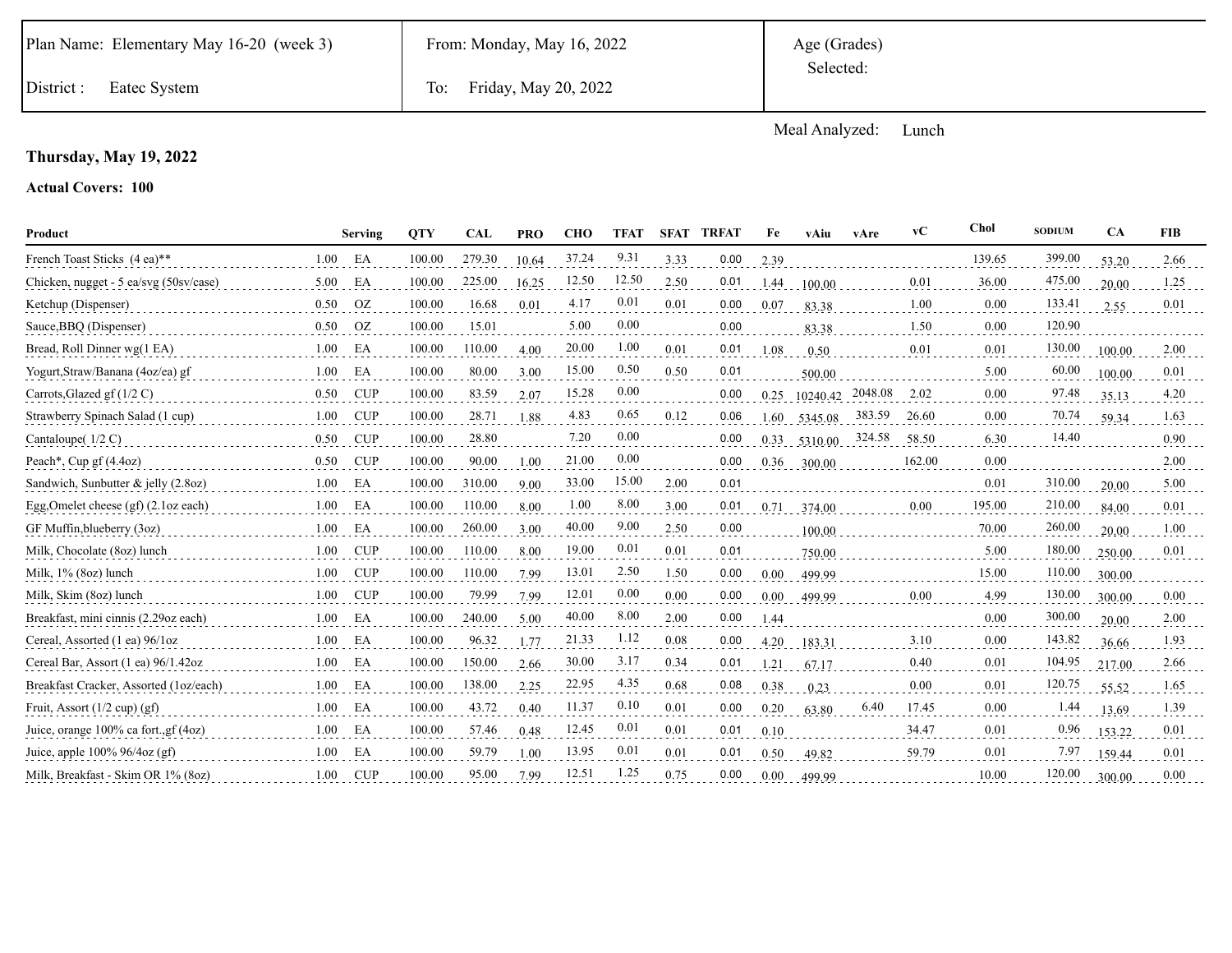| Plan Name: Elementary May 16-20 (week 3) | From: Monday, May 16, 2022 | Age (Grades) Selected: |
|---|---|---|
| District : Eatec System | To: Friday, May 20, 2022 | |

Meal Analyzed: Lunch

**Thursday, May 19, 2022**

**Actual Covers: 100**

| Product | Serving | | QTY | CAL | PRO | CHO | TFAT | SFAT | TRFAT | Fe | vAiu | vAre | vC | Chol | SODIUM | CA | FIB |
|---|---|---|---|---|---|---|---|---|---|---|---|---|---|---|---|---|---|
| French Toast Sticks (4 ea)** | 1.00 | EA | 100.00 | 279.30 | 10.64 | 37.24 | 9.31 | 3.33 | 0.00 | 2.39 | | | | 139.65 | 399.00 | 53.20 | 2.66 |
| Chicken, nugget - 5 ea/svg (50sv/case) | 5.00 | EA | 100.00 | 225.00 | 16.25 | 12.50 | 12.50 | 2.50 | 0.01 | 1.44 | 100.00 | | 0.01 | 36.00 | 475.00 | 20.00 | 1.25 |
| Ketchup (Dispenser) | 0.50 | OZ | 100.00 | 16.68 | 0.01 | 4.17 | 0.01 | 0.01 | 0.00 | 0.07 | 83.38 | | 1.00 | 0.00 | 133.41 | 2.55 | 0.01 |
| Sauce,BBQ (Dispenser) | 0.50 | OZ | 100.00 | 15.01 | | 5.00 | 0.00 | | 0.00 | | 83.38 | | 1.50 | 0.00 | 120.90 | | |
| Bread, Roll Dinner wg(1 EA) | 1.00 | EA | 100.00 | 110.00 | 4.00 | 20.00 | 1.00 | 0.01 | 0.01 | 1.08 | 0.50 | | 0.01 | 0.01 | 130.00 | 100.00 | 2.00 |
| Yogurt,Straw/Banana (4oz/ea) gf | 1.00 | EA | 100.00 | 80.00 | 3.00 | 15.00 | 0.50 | 0.50 | 0.01 | | 500.00 | | | 5.00 | 60.00 | 100.00 | 0.01 |
| Carrots,Glazed gf (1/2 C) | 0.50 | CUP | 100.00 | 83.59 | 2.07 | 15.28 | 0.00 | | 0.00 | 0.25 | 10240.42 | 2048.08 | 2.02 | 0.00 | 97.48 | 35.13 | 4.20 |
| Strawberry Spinach Salad (1 cup) | 1.00 | CUP | 100.00 | 28.71 | 1.88 | 4.83 | 0.65 | 0.12 | 0.06 | 1.60 | 5345.08 | 383.59 | 26.60 | 0.00 | 70.74 | 59.34 | 1.63 |
| Cantaloupe( 1/2 C) | 0.50 | CUP | 100.00 | 28.80 | | 7.20 | 0.00 | | 0.00 | 0.33 | 5310.00 | 324.58 | 58.50 | 6.30 | 14.40 | | 0.90 |
| Peach*, Cup gf (4.4oz) | 0.50 | CUP | 100.00 | 90.00 | 1.00 | 21.00 | 0.00 | | 0.00 | 0.36 | 300.00 | | 162.00 | 0.00 | | | 2.00 |
| Sandwich, Sunbutter & jelly (2.8oz) | 1.00 | EA | 100.00 | 310.00 | 9.00 | 33.00 | 15.00 | 2.00 | 0.01 | | | | | 0.01 | 310.00 | 20.00 | 5.00 |
| Egg,Omelet cheese (gf) (2.1oz each) | 1.00 | EA | 100.00 | 110.00 | 8.00 | 1.00 | 8.00 | 3.00 | 0.01 | 0.71 | 374.00 | | 0.00 | 195.00 | 210.00 | 84.00 | 0.01 |
| GF Muffin,blueberry (3oz) | 1.00 | EA | 100.00 | 260.00 | 3.00 | 40.00 | 9.00 | 2.50 | 0.00 | | 100.00 | | | 70.00 | 260.00 | 20.00 | 1.00 |
| Milk, Chocolate (8oz) lunch | 1.00 | CUP | 100.00 | 110.00 | 8.00 | 19.00 | 0.01 | 0.01 | 0.01 | | 750.00 | | | 5.00 | 180.00 | 250.00 | 0.01 |
| Milk, 1% (8oz) lunch | 1.00 | CUP | 100.00 | 110.00 | 7.99 | 13.01 | 2.50 | 1.50 | 0.00 | 0.00 | 499.99 | | | 15.00 | 110.00 | 300.00 | |
| Milk, Skim (8oz) lunch | 1.00 | CUP | 100.00 | 79.99 | 7.99 | 12.01 | 0.00 | 0.00 | 0.00 | 0.00 | 499.99 | | 0.00 | 4.99 | 130.00 | 300.00 | 0.00 |
| Breakfast, mini cinnis (2.29oz each) | 1.00 | EA | 100.00 | 240.00 | 5.00 | 40.00 | 8.00 | 2.00 | 0.00 | 1.44 | | | | 0.00 | 300.00 | 20.00 | 2.00 |
| Cereal, Assorted (1 ea) 96/1oz | 1.00 | EA | 100.00 | 96.32 | 1.77 | 21.33 | 1.12 | 0.08 | 0.00 | 4.20 | 183.31 | | 3.10 | 0.00 | 143.82 | 36.66 | 1.93 |
| Cereal Bar, Assort (1 ea) 96/1.42oz | 1.00 | EA | 100.00 | 150.00 | 2.66 | 30.00 | 3.17 | 0.34 | 0.01 | 1.21 | 67.17 | | 0.40 | 0.01 | 104.95 | 217.00 | 2.66 |
| Breakfast Cracker, Assorted (1oz/each) | 1.00 | EA | 100.00 | 138.00 | 2.25 | 22.95 | 4.35 | 0.68 | 0.08 | 0.38 | 0.23 | | 0.00 | 0.01 | 120.75 | 55.52 | 1.65 |
| Fruit, Assort (1/2 cup) (gf) | 1.00 | EA | 100.00 | 43.72 | 0.40 | 11.37 | 0.10 | 0.01 | 0.00 | 0.20 | 63.80 | 6.40 | 17.45 | 0.00 | 1.44 | 13.69 | 1.39 |
| Juice, orange 100% ca fort.,gf (4oz) | 1.00 | EA | 100.00 | 57.46 | 0.48 | 12.45 | 0.01 | 0.01 | 0.01 | 0.10 | | | 34.47 | 0.01 | 0.96 | 153.22 | 0.01 |
| Juice, apple 100% 96/4oz (gf) | 1.00 | EA | 100.00 | 59.79 | 1.00 | 13.95 | 0.01 | 0.01 | 0.01 | 0.50 | 49.82 | | 59.79 | 0.01 | 7.97 | 159.44 | 0.01 |
| Milk, Breakfast - Skim OR 1% (8oz) | 1.00 | CUP | 100.00 | 95.00 | 7.99 | 12.51 | 1.25 | 0.75 | 0.00 | 0.00 | 499.99 | | | 10.00 | 120.00 | 300.00 | 0.00 |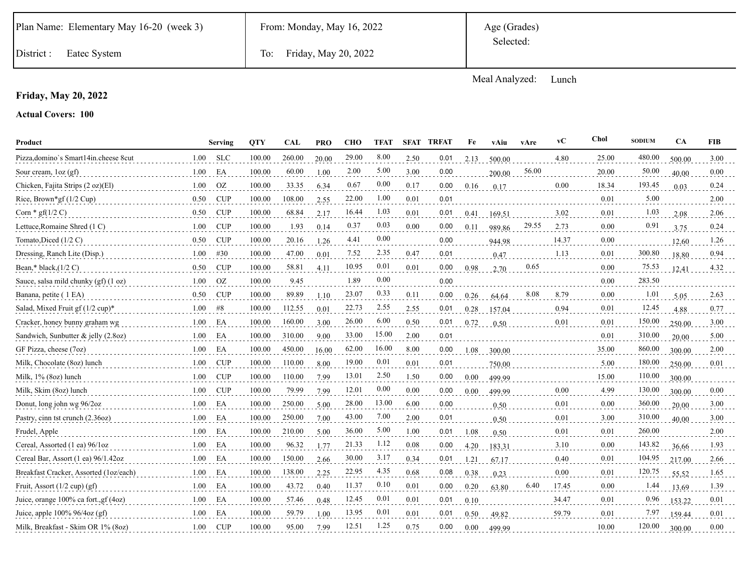| Plan Name: Elementary May 16-20 (week 3) | From: Monday, May 16, 2022 | Age (Grades) Selected: |
|---|---|---|
| District : Eatec System | To: Friday, May 20, 2022 | |

Meal Analyzed: Lunch

**Friday, May 20, 2022**

**Actual Covers: 100**

| Product | | Serving | QTY | CAL | PRO | CHO | TFAT | SFAT | TRFAT | Fe | vAiu | vAre | vC | Chol | SODIUM | CA | FIB |
|---|---|---|---|---|---|---|---|---|---|---|---|---|---|---|---|---|---|
| Pizza,domino`s Smart14in.cheese 8cut | 1.00 | SLC | 100.00 | 260.00 | 20.00 | 29.00 | 8.00 | 2.50 | 0.01 | 2.13 | 500.00 | | 4.80 | 25.00 | 480.00 | 500.00 | 3.00 |
| Sour cream, 1oz (gf) | 1.00 | EA | 100.00 | 60.00 | 1.00 | 2.00 | 5.00 | 3.00 | 0.00 | | 200.00 | 56.00 | | 20.00 | 50.00 | 40.00 | 0.00 |
| Chicken, Fajita Strips (2 oz)(El) | 1.00 | OZ | 100.00 | 33.35 | 6.34 | 0.67 | 0.00 | 0.17 | 0.00 | 0.16 | 0.17 | | 0.00 | 18.34 | 193.45 | 0.03 | 0.24 |
| Rice, Brown*gf (1/2 Cup) | 0.50 | CUP | 100.00 | 108.00 | 2.55 | 22.00 | 1.00 | 0.01 | 0.01 | | | | | 0.01 | 5.00 | | 2.00 |
| Corn * gf(1/2 C) | 0.50 | CUP | 100.00 | 68.84 | 2.17 | 16.44 | 1.03 | 0.01 | 0.01 | 0.41 | 169.51 | | 3.02 | 0.01 | 1.03 | 2.08 | 2.06 |
| Lettuce,Romaine Shred (1 C) | 1.00 | CUP | 100.00 | 1.93 | 0.14 | 0.37 | 0.03 | 0.00 | 0.00 | 0.11 | 989.86 | 29.55 | 2.73 | 0.00 | 0.91 | 3.75 | 0.24 |
| Tomato,Diced (1/2 C) | 0.50 | CUP | 100.00 | 20.16 | 1.26 | 4.41 | 0.00 | | 0.00 | | 944.98 | | 14.37 | 0.00 | | 12.60 | 1.26 |
| Dressing, Ranch Lite (Disp.) | 1.00 | #30 | 100.00 | 47.00 | 0.01 | 7.52 | 2.35 | 0.47 | 0.01 | | 0.47 | | 1.13 | 0.01 | 300.80 | 18.80 | 0.94 |
| Bean,* black,(1/2 C) | 0.50 | CUP | 100.00 | 58.81 | 4.11 | 10.95 | 0.01 | 0.01 | 0.00 | 0.98 | 2.70 | 0.65 | | 0.00 | 75.53 | 12.41 | 4.32 |
| Sauce, salsa mild chunky (gf) (1 oz) | 1.00 | OZ | 100.00 | 9.45 | | 1.89 | 0.00 | | 0.00 | | | | | 0.00 | 283.50 | | |
| Banana, petite ( 1 EA) | 0.50 | CUP | 100.00 | 89.89 | 1.10 | 23.07 | 0.33 | 0.11 | 0.00 | 0.26 | 64.64 | 8.08 | 8.79 | 0.00 | 1.01 | 5.05 | 2.63 |
| Salad, Mixed Fruit gf (1/2 cup)* | 1.00 | #8 | 100.00 | 112.55 | 0.01 | 22.73 | 2.55 | 2.55 | 0.01 | 0.28 | 157.04 | | 0.94 | 0.01 | 12.45 | 4.88 | 0.77 |
| Cracker, honey bunny graham wg | 1.00 | EA | 100.00 | 160.00 | 3.00 | 26.00 | 6.00 | 0.50 | 0.01 | 0.72 | 0.50 | | 0.01 | 0.01 | 150.00 | 250.00 | 3.00 |
| Sandwich, Sunbutter & jelly (2.8oz) | 1.00 | EA | 100.00 | 310.00 | 9.00 | 33.00 | 15.00 | 2.00 | 0.01 | | | | | 0.01 | 310.00 | 20.00 | 5.00 |
| GF Pizza, cheese (7oz) | 1.00 | EA | 100.00 | 450.00 | 16.00 | 62.00 | 16.00 | 8.00 | 0.00 | 1.08 | 300.00 | | | 35.00 | 860.00 | 300.00 | 2.00 |
| Milk, Chocolate (8oz) lunch | 1.00 | CUP | 100.00 | 110.00 | 8.00 | 19.00 | 0.01 | 0.01 | 0.01 | | 750.00 | | | 5.00 | 180.00 | 250.00 | 0.01 |
| Milk, 1% (8oz) lunch | 1.00 | CUP | 100.00 | 110.00 | 7.99 | 13.01 | 2.50 | 1.50 | 0.00 | 0.00 | 499.99 | | | 15.00 | 110.00 | 300.00 | |
| Milk, Skim (8oz) lunch | 1.00 | CUP | 100.00 | 79.99 | 7.99 | 12.01 | 0.00 | 0.00 | 0.00 | 0.00 | 499.99 | | 0.00 | 4.99 | 130.00 | 300.00 | 0.00 |
| Donut, long john wg 96/2oz | 1.00 | EA | 100.00 | 250.00 | 5.00 | 28.00 | 13.00 | 6.00 | 0.00 | | 0.50 | | 0.01 | 0.00 | 360.00 | 20.00 | 3.00 |
| Pastry, cinn tst crunch (2.36oz) | 1.00 | EA | 100.00 | 250.00 | 7.00 | 43.00 | 7.00 | 2.00 | 0.01 | | 0.50 | | 0.01 | 3.00 | 310.00 | 40.00 | 3.00 |
| Frudel, Apple | 1.00 | EA | 100.00 | 210.00 | 5.00 | 36.00 | 5.00 | 1.00 | 0.01 | 1.08 | 0.50 | | 0.01 | 0.01 | 260.00 | | 2.00 |
| Cereal, Assorted (1 ea) 96/1oz | 1.00 | EA | 100.00 | 96.32 | 1.77 | 21.33 | 1.12 | 0.08 | 0.00 | 4.20 | 183.31 | | 3.10 | 0.00 | 143.82 | 36.66 | 1.93 |
| Cereal Bar, Assort (1 ea) 96/1.42oz | 1.00 | EA | 100.00 | 150.00 | 2.66 | 30.00 | 3.17 | 0.34 | 0.01 | 1.21 | 67.17 | | 0.40 | 0.01 | 104.95 | 217.00 | 2.66 |
| Breakfast Cracker, Assorted (1oz/each) | 1.00 | EA | 100.00 | 138.00 | 2.25 | 22.95 | 4.35 | 0.68 | 0.08 | 0.38 | 0.23 | | 0.00 | 0.01 | 120.75 | 55.52 | 1.65 |
| Fruit, Assort (1/2 cup) (gf) | 1.00 | EA | 100.00 | 43.72 | 0.40 | 11.37 | 0.10 | 0.01 | 0.00 | 0.20 | 63.80 | 6.40 | 17.45 | 0.00 | 1.44 | 13.69 | 1.39 |
| Juice, orange 100% ca fort.,gf (4oz) | 1.00 | EA | 100.00 | 57.46 | 0.48 | 12.45 | 0.01 | 0.01 | 0.01 | 0.10 | | | 34.47 | 0.01 | 0.96 | 153.22 | 0.01 |
| Juice, apple 100% 96/4oz (gf) | 1.00 | EA | 100.00 | 59.79 | 1.00 | 13.95 | 0.01 | 0.01 | 0.01 | 0.50 | 49.82 | | 59.79 | 0.01 | 7.97 | 159.44 | 0.01 |
| Milk, Breakfast - Skim OR 1% (8oz) | 1.00 | CUP | 100.00 | 95.00 | 7.99 | 12.51 | 1.25 | 0.75 | 0.00 | 0.00 | 499.99 | | | 10.00 | 120.00 | 300.00 | 0.00 |